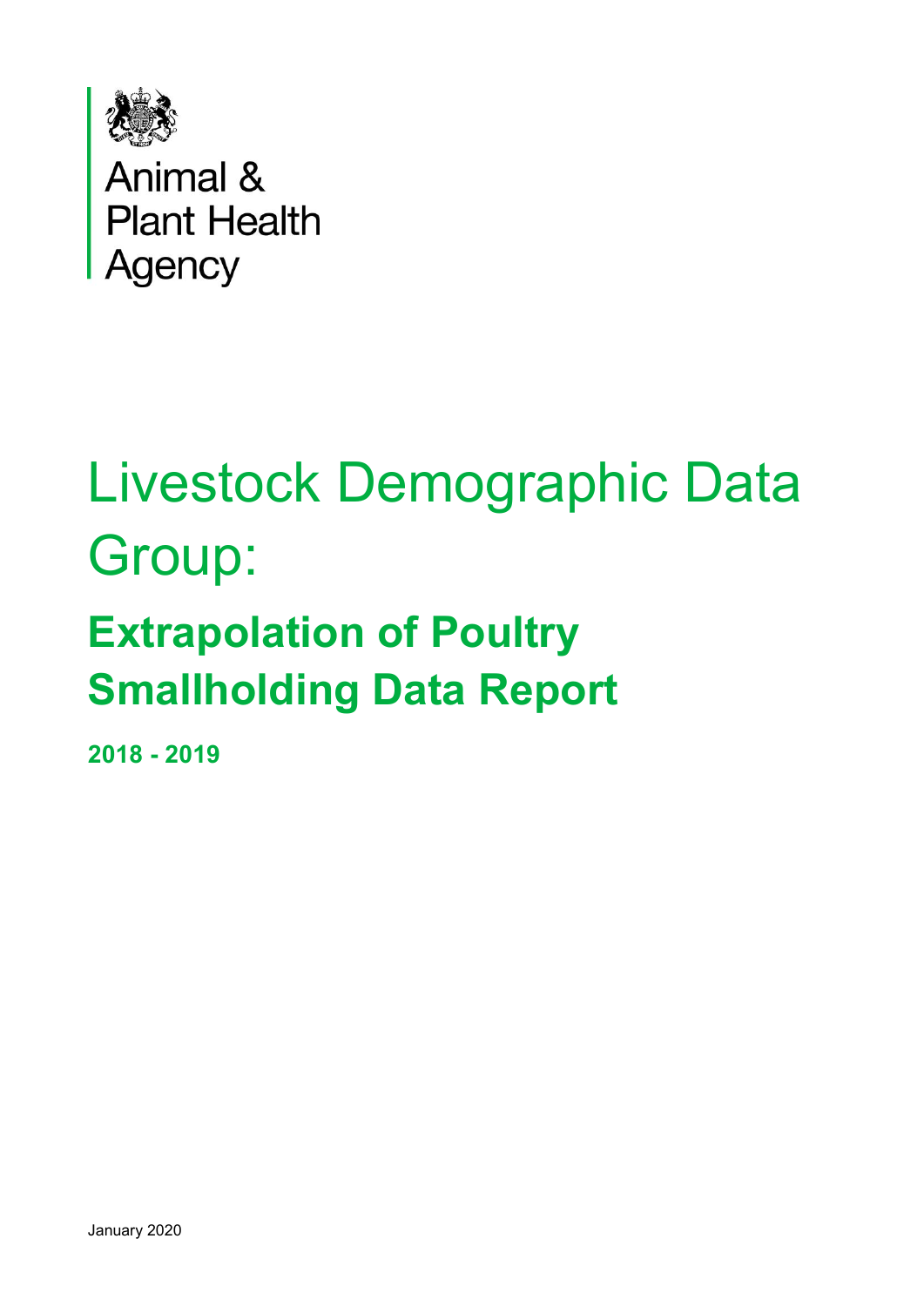Animal & Plant Health Agency

# Livestock Demographic Data Group:

## Extrapolation of Poultry Smallholding Data Report

**2018 - 2019**

January 2020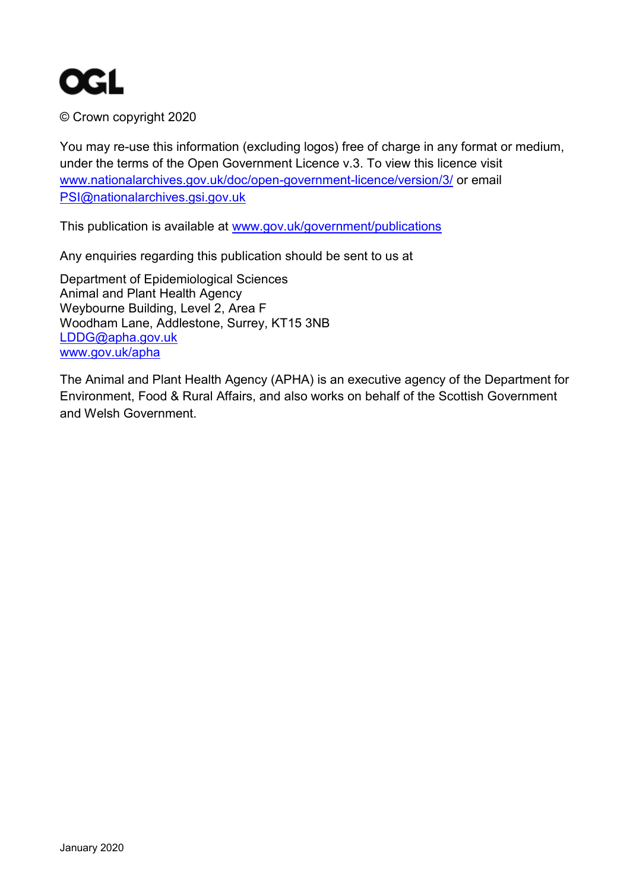OGL

© Crown copyright 2020

You may re-use this information (excluding logos) free of charge in any format or medium, under the terms of the Open Government Licence v.3. To view this licence visit www.nationalarchives.gov.uk/doc/open-government-licence/version/3/ or email PSI@nationalarchives.gsi.gov.uk

This publication is available at www.gov.uk/government/publications

Any enquiries regarding this publication should be sent to us at

Department of Epidemiological Sciences
Animal and Plant Health Agency
Weybourne Building, Level 2, Area F
Woodham Lane, Addlestone, Surrey, KT15 3NB
LDDG@apha.gov.uk
www.gov.uk/apha

The Animal and Plant Health Agency (APHA) is an executive agency of the Department for Environment, Food & Rural Affairs, and also works on behalf of the Scottish Government and Welsh Government.

January 2020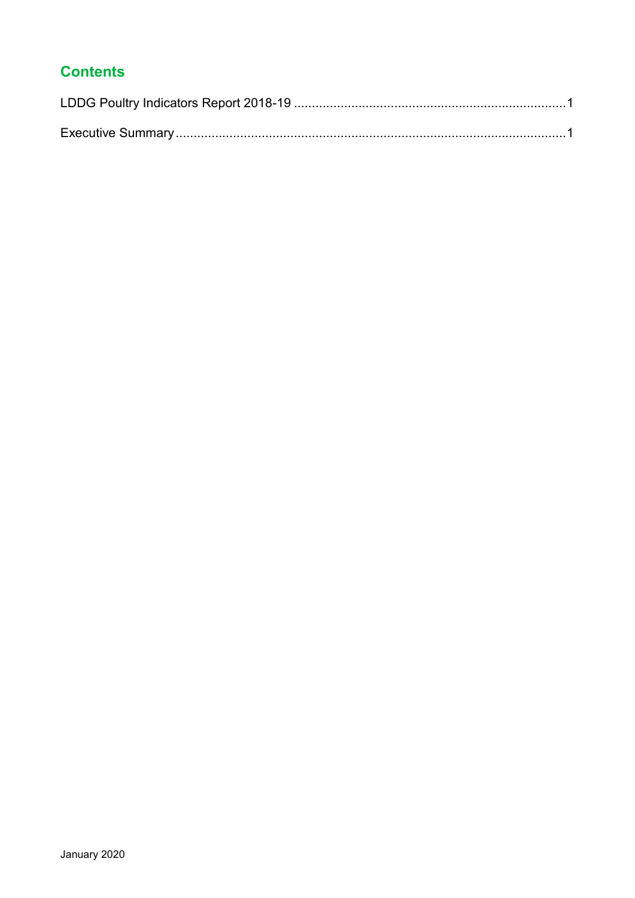## Contents

LDDG Poultry Indicators Report 2018-19 .......................................................................... 1

Executive Summary .......................................................................................................... 1

January 2020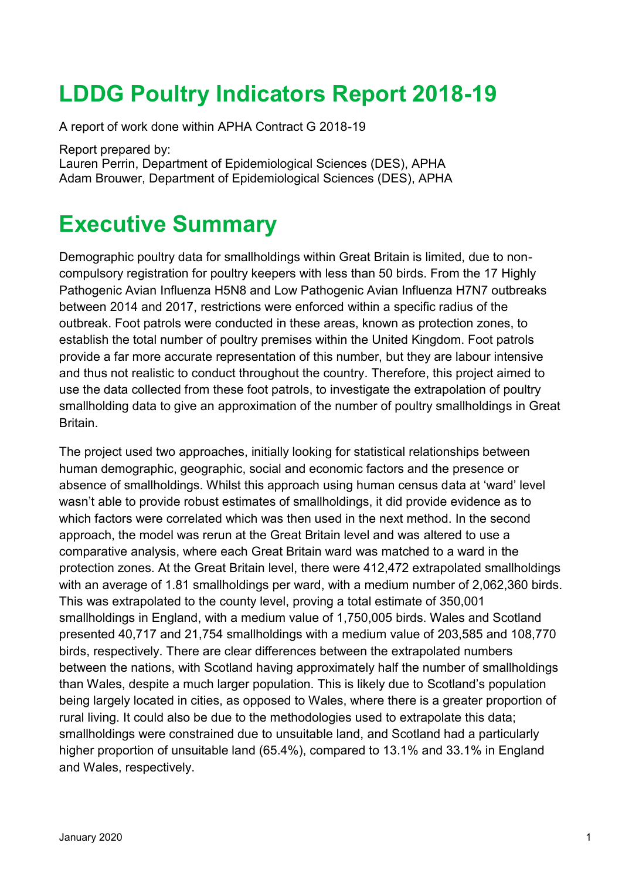# LDDG Poultry Indicators Report 2018-19

A report of work done within APHA Contract G 2018-19

Report prepared by:
Lauren Perrin, Department of Epidemiological Sciences (DES), APHA
Adam Brouwer, Department of Epidemiological Sciences (DES), APHA

# Executive Summary

Demographic poultry data for smallholdings within Great Britain is limited, due to non-compulsory registration for poultry keepers with less than 50 birds. From the 17 Highly Pathogenic Avian Influenza H5N8 and Low Pathogenic Avian Influenza H7N7 outbreaks between 2014 and 2017, restrictions were enforced within a specific radius of the outbreak. Foot patrols were conducted in these areas, known as protection zones, to establish the total number of poultry premises within the United Kingdom. Foot patrols provide a far more accurate representation of this number, but they are labour intensive and thus not realistic to conduct throughout the country. Therefore, this project aimed to use the data collected from these foot patrols, to investigate the extrapolation of poultry smallholding data to give an approximation of the number of poultry smallholdings in Great Britain.

The project used two approaches, initially looking for statistical relationships between human demographic, geographic, social and economic factors and the presence or absence of smallholdings. Whilst this approach using human census data at 'ward' level wasn't able to provide robust estimates of smallholdings, it did provide evidence as to which factors were correlated which was then used in the next method. In the second approach, the model was rerun at the Great Britain level and was altered to use a comparative analysis, where each Great Britain ward was matched to a ward in the protection zones. At the Great Britain level, there were 412,472 extrapolated smallholdings with an average of 1.81 smallholdings per ward, with a medium number of 2,062,360 birds. This was extrapolated to the county level, proving a total estimate of 350,001 smallholdings in England, with a medium value of 1,750,005 birds. Wales and Scotland presented 40,717 and 21,754 smallholdings with a medium value of 203,585 and 108,770 birds, respectively. There are clear differences between the extrapolated numbers between the nations, with Scotland having approximately half the number of smallholdings than Wales, despite a much larger population. This is likely due to Scotland's population being largely located in cities, as opposed to Wales, where there is a greater proportion of rural living. It could also be due to the methodologies used to extrapolate this data; smallholdings were constrained due to unsuitable land, and Scotland had a particularly higher proportion of unsuitable land (65.4%), compared to 13.1% and 33.1% in England and Wales, respectively.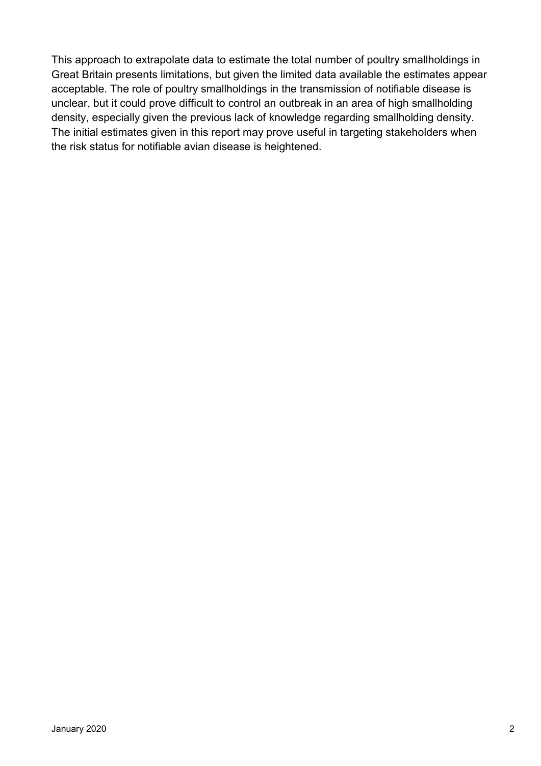This approach to extrapolate data to estimate the total number of poultry smallholdings in Great Britain presents limitations, but given the limited data available the estimates appear acceptable. The role of poultry smallholdings in the transmission of notifiable disease is unclear, but it could prove difficult to control an outbreak in an area of high smallholding density, especially given the previous lack of knowledge regarding smallholding density. The initial estimates given in this report may prove useful in targeting stakeholders when the risk status for notifiable avian disease is heightened.